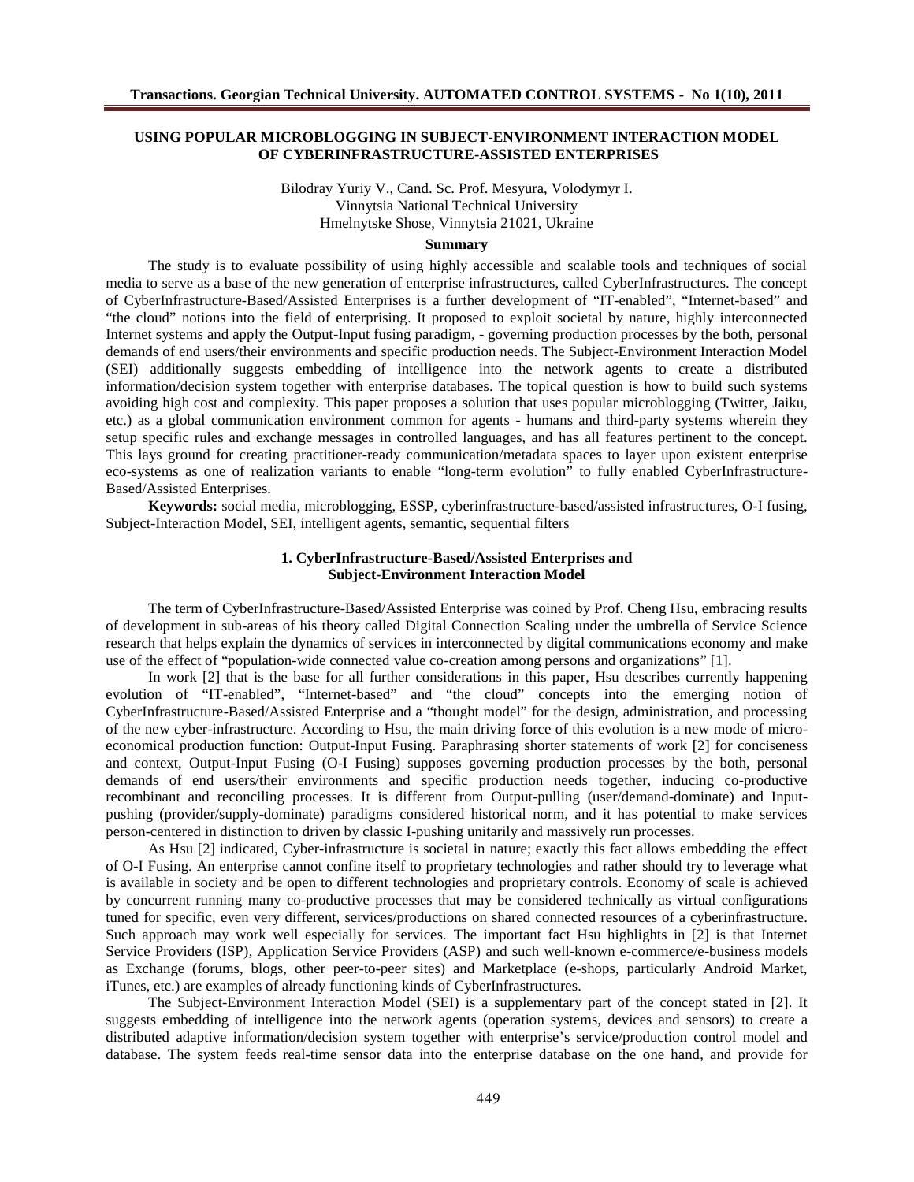# USING POPULAR MICROBLOGGING IN SUBJECT-ENVIRONMENT INTERACTION MODEL OF CYBERINFRASTRUCTURE-ASSISTED ENTERPRISES

Bilodray Yuriy V., Cand. Sc. Prof. Mesyura, Volodymyr I.
Vinnytsia National Technical University
Hmelnytske Shose, Vinnytsia 21021, Ukraine

### Summary

The study is to evaluate possibility of using highly accessible and scalable tools and techniques of social media to serve as a base of the new generation of enterprise infrastructures, called CyberInfrastructures. The concept of CyberInfrastructure-Based/Assisted Enterprises is a further development of "IT-enabled", "Internet-based" and "the cloud" notions into the field of enterprising. It proposed to exploit societal by nature, highly interconnected Internet systems and apply the Output-Input fusing paradigm, - governing production processes by the both, personal demands of end users/their environments and specific production needs. The Subject-Environment Interaction Model (SEI) additionally suggests embedding of intelligence into the network agents to create a distributed information/decision system together with enterprise databases. The topical question is how to build such systems avoiding high cost and complexity. This paper proposes a solution that uses popular microblogging (Twitter, Jaiku, etc.) as a global communication environment common for agents - humans and third-party systems wherein they setup specific rules and exchange messages in controlled languages, and has all features pertinent to the concept. This lays ground for creating practitioner-ready communication/metadata spaces to layer upon existent enterprise eco-systems as one of realization variants to enable "long-term evolution" to fully enabled CyberInfrastructure-Based/Assisted Enterprises.

**Keywords:** social media, microblogging, ESSP, cyberinfrastructure-based/assisted infrastructures, O-I fusing, Subject-Interaction Model, SEI, intelligent agents, semantic, sequential filters

## 1. CyberInfrastructure-Based/Assisted Enterprises and Subject-Environment Interaction Model

The term of CyberInfrastructure-Based/Assisted Enterprise was coined by Prof. Cheng Hsu, embracing results of development in sub-areas of his theory called Digital Connection Scaling under the umbrella of Service Science research that helps explain the dynamics of services in interconnected by digital communications economy and make use of the effect of "population-wide connected value co-creation among persons and organizations" [1].

In work [2] that is the base for all further considerations in this paper, Hsu describes currently happening evolution of "IT-enabled", "Internet-based" and "the cloud" concepts into the emerging notion of CyberInfrastructure-Based/Assisted Enterprise and a "thought model" for the design, administration, and processing of the new cyber-infrastructure. According to Hsu, the main driving force of this evolution is a new mode of micro-economical production function: Output-Input Fusing. Paraphrasing shorter statements of work [2] for conciseness and context, Output-Input Fusing (O-I Fusing) supposes governing production processes by the both, personal demands of end users/their environments and specific production needs together, inducing co-productive recombinant and reconciling processes. It is different from Output-pulling (user/demand-dominate) and Input-pushing (provider/supply-dominate) paradigms considered historical norm, and it has potential to make services person-centered in distinction to driven by classic I-pushing unitarily and massively run processes.

As Hsu [2] indicated, Cyber-infrastructure is societal in nature; exactly this fact allows embedding the effect of O-I Fusing. An enterprise cannot confine itself to proprietary technologies and rather should try to leverage what is available in society and be open to different technologies and proprietary controls. Economy of scale is achieved by concurrent running many co-productive processes that may be considered technically as virtual configurations tuned for specific, even very different, services/productions on shared connected resources of a cyberinfrastructure. Such approach may work well especially for services. The important fact Hsu highlights in [2] is that Internet Service Providers (ISP), Application Service Providers (ASP) and such well-known e-commerce/e-business models as Exchange (forums, blogs, other peer-to-peer sites) and Marketplace (e-shops, particularly Android Market, iTunes, etc.) are examples of already functioning kinds of CyberInfrastructures.

The Subject-Environment Interaction Model (SEI) is a supplementary part of the concept stated in [2]. It suggests embedding of intelligence into the network agents (operation systems, devices and sensors) to create a distributed adaptive information/decision system together with enterprise's service/production control model and database. The system feeds real-time sensor data into the enterprise database on the one hand, and provide for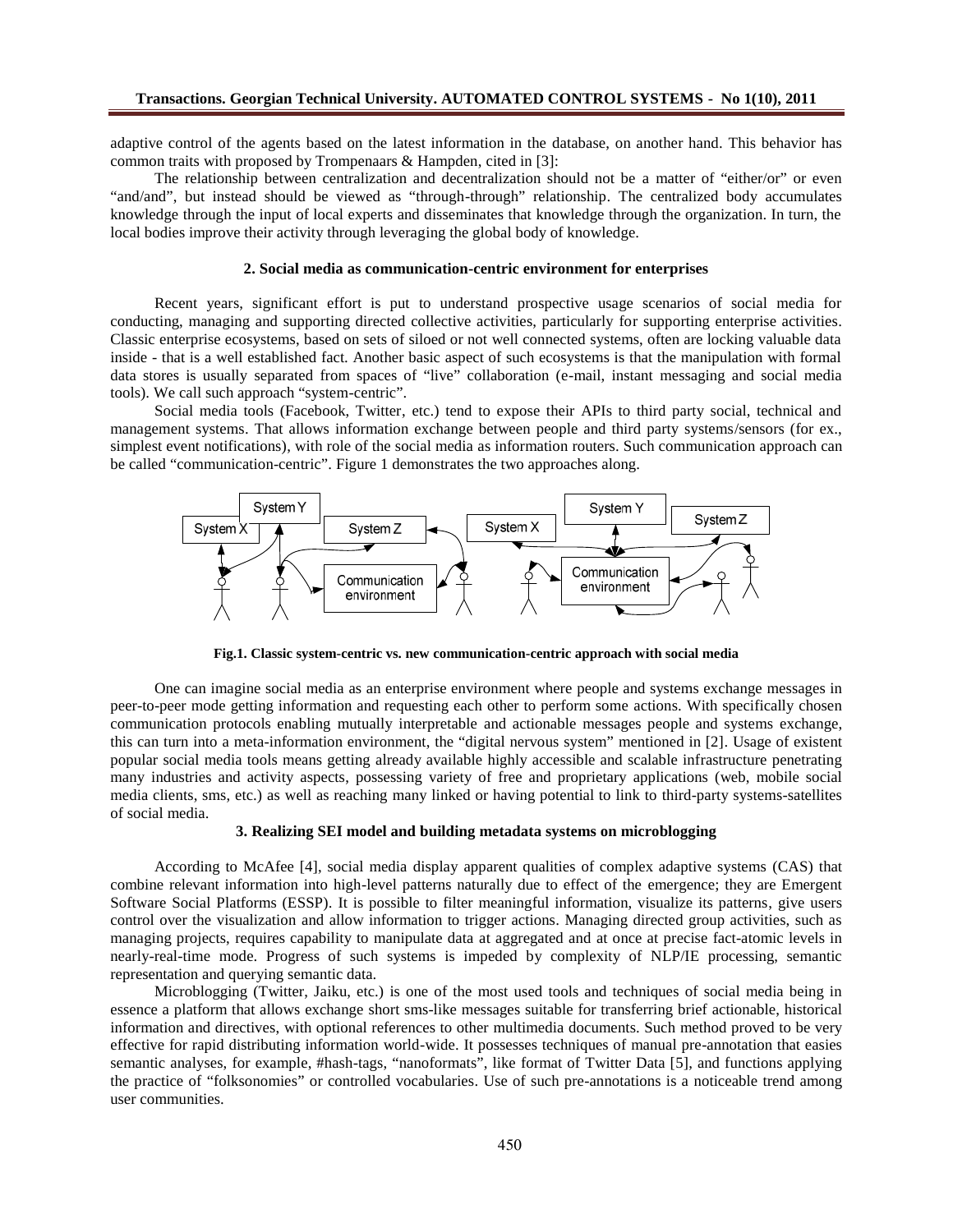adaptive control of the agents based on the latest information in the database, on another hand. This behavior has common traits with proposed by Trompenaars & Hampden, cited in [3]:

The relationship between centralization and decentralization should not be a matter of "either/or" or even "and/and", but instead should be viewed as "through-through" relationship. The centralized body accumulates knowledge through the input of local experts and disseminates that knowledge through the organization. In turn, the local bodies improve their activity through leveraging the global body of knowledge.

## 2. Social media as communication-centric environment for enterprises

Recent years, significant effort is put to understand prospective usage scenarios of social media for conducting, managing and supporting directed collective activities, particularly for supporting enterprise activities. Classic enterprise ecosystems, based on sets of siloed or not well connected systems, often are locking valuable data inside - that is a well established fact. Another basic aspect of such ecosystems is that the manipulation with formal data stores is usually separated from spaces of "live" collaboration (e-mail, instant messaging and social media tools). We call such approach "system-centric".

Social media tools (Facebook, Twitter, etc.) tend to expose their APIs to third party social, technical and management systems. That allows information exchange between people and third party systems/sensors (for ex., simplest event notifications), with role of the social media as information routers. Such communication approach can be called "communication-centric". Figure 1 demonstrates the two approaches along.

Fig.1. Classic system-centric vs. new communication-centric approach with social media

One can imagine social media as an enterprise environment where people and systems exchange messages in peer-to-peer mode getting information and requesting each other to perform some actions. With specifically chosen communication protocols enabling mutually interpretable and actionable messages people and systems exchange, this can turn into a meta-information environment, the "digital nervous system" mentioned in [2]. Usage of existent popular social media tools means getting already available highly accessible and scalable infrastructure penetrating many industries and activity aspects, possessing variety of free and proprietary applications (web, mobile social media clients, sms, etc.) as well as reaching many linked or having potential to link to third-party systems-satellites of social media.

## 3. Realizing SEI model and building metadata systems on microblogging

According to McAfee [4], social media display apparent qualities of complex adaptive systems (CAS) that combine relevant information into high-level patterns naturally due to effect of the emergence; they are Emergent Software Social Platforms (ESSP). It is possible to filter meaningful information, visualize its patterns, give users control over the visualization and allow information to trigger actions. Managing directed group activities, such as managing projects, requires capability to manipulate data at aggregated and at once at precise fact-atomic levels in nearly-real-time mode. Progress of such systems is impeded by complexity of NLP/IE processing, semantic representation and querying semantic data.

Microblogging (Twitter, Jaiku, etc.) is one of the most used tools and techniques of social media being in essence a platform that allows exchange short sms-like messages suitable for transferring brief actionable, historical information and directives, with optional references to other multimedia documents. Such method proved to be very effective for rapid distributing information world-wide. It possesses techniques of manual pre-annotation that easies semantic analyses, for example, #hash-tags, "nanoformats", like format of Twitter Data [5], and functions applying the practice of "folksonomies" or controlled vocabularies. Use of such pre-annotations is a noticeable trend among user communities.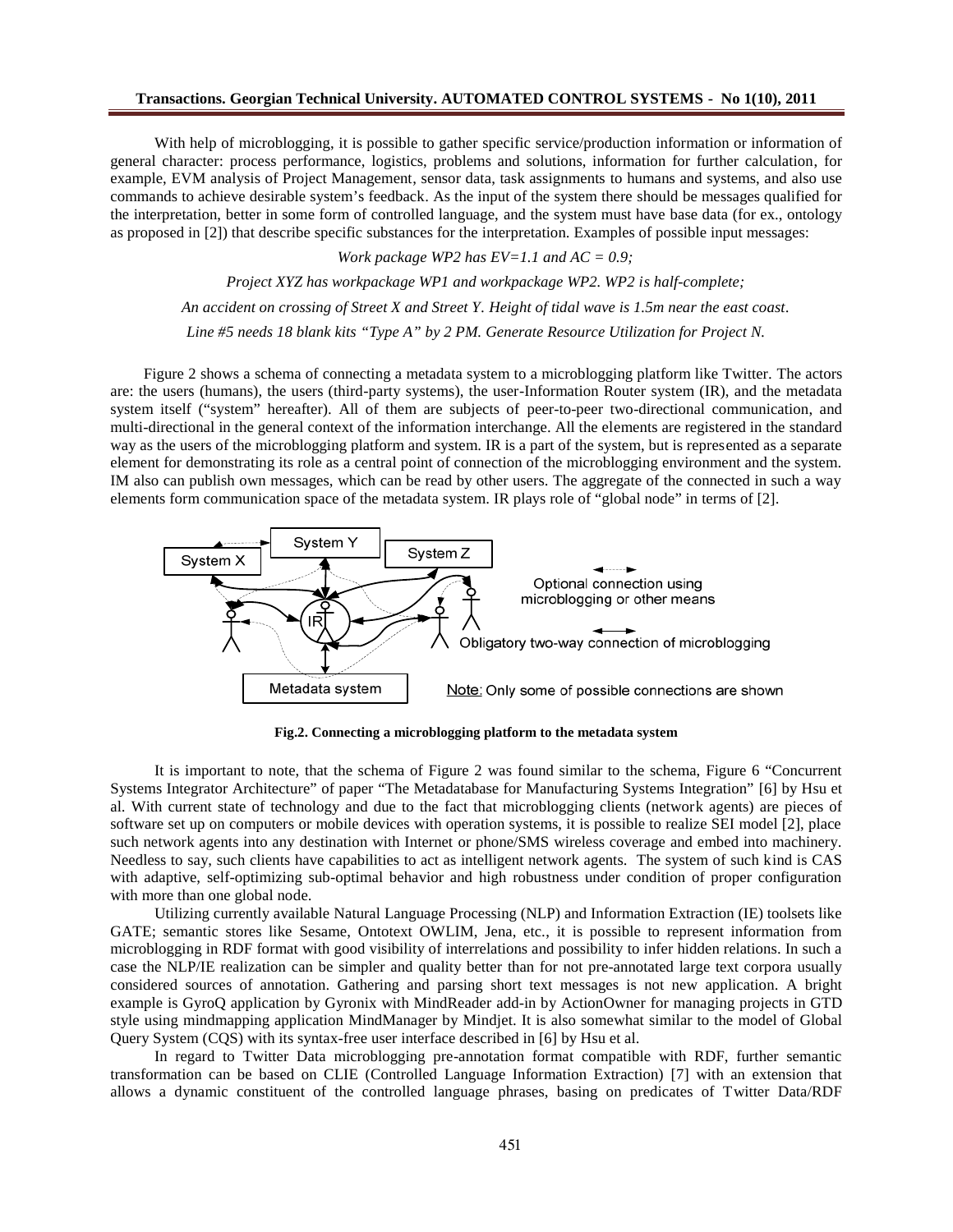With help of microblogging, it is possible to gather specific service/production information or information of general character: process performance, logistics, problems and solutions, information for further calculation, for example, EVM analysis of Project Management, sensor data, task assignments to humans and systems, and also use commands to achieve desirable system's feedback. As the input of the system there should be messages qualified for the interpretation, better in some form of controlled language, and the system must have base data (for ex., ontology as proposed in [2]) that describe specific substances for the interpretation. Examples of possible input messages:

*Work package WP2 has EV=1.1 and AC = 0.9;*

*Project XYZ has workpackage WP1 and workpackage WP2. WP2 is half-complete;*

*An accident on crossing of Street X and Street Y. Height of tidal wave is 1.5m near the east coast.*

*Line #5 needs 18 blank kits "Type A" by 2 PM. Generate Resource Utilization for Project N.*

Figure 2 shows a schema of connecting a metadata system to a microblogging platform like Twitter. The actors are: the users (humans), the users (third-party systems), the user-Information Router system (IR), and the metadata system itself ("system" hereafter). All of them are subjects of peer-to-peer two-directional communication, and multi-directional in the general context of the information interchange. All the elements are registered in the standard way as the users of the microblogging platform and system. IR is a part of the system, but is represented as a separate element for demonstrating its role as a central point of connection of the microblogging environment and the system. IM also can publish own messages, which can be read by other users. The aggregate of the connected in such a way elements form communication space of the metadata system. IR plays role of "global node" in terms of [2].

**Fig.2. Connecting a microblogging platform to the metadata system**

It is important to note, that the schema of Figure 2 was found similar to the schema, Figure 6 "Concurrent Systems Integrator Architecture" of paper "The Metadatabase for Manufacturing Systems Integration" [6] by Hsu et al. With current state of technology and due to the fact that microblogging clients (network agents) are pieces of software set up on computers or mobile devices with operation systems, it is possible to realize SEI model [2], place such network agents into any destination with Internet or phone/SMS wireless coverage and embed into machinery. Needless to say, such clients have capabilities to act as intelligent network agents. The system of such kind is CAS with adaptive, self-optimizing sub-optimal behavior and high robustness under condition of proper configuration with more than one global node.

Utilizing currently available Natural Language Processing (NLP) and Information Extraction (IE) toolsets like GATE; semantic stores like Sesame, Ontotext OWLIM, Jena, etc., it is possible to represent information from microblogging in RDF format with good visibility of interrelations and possibility to infer hidden relations. In such a case the NLP/IE realization can be simpler and quality better than for not pre-annotated large text corpora usually considered sources of annotation. Gathering and parsing short text messages is not new application. A bright example is GyroQ application by Gyronix with MindReader add-in by ActionOwner for managing projects in GTD style using mindmapping application MindManager by Mindjet. It is also somewhat similar to the model of Global Query System (CQS) with its syntax-free user interface described in [6] by Hsu et al.

In regard to Twitter Data microblogging pre-annotation format compatible with RDF, further semantic transformation can be based on CLIE (Controlled Language Information Extraction) [7] with an extension that allows a dynamic constituent of the controlled language phrases, basing on predicates of Twitter Data/RDF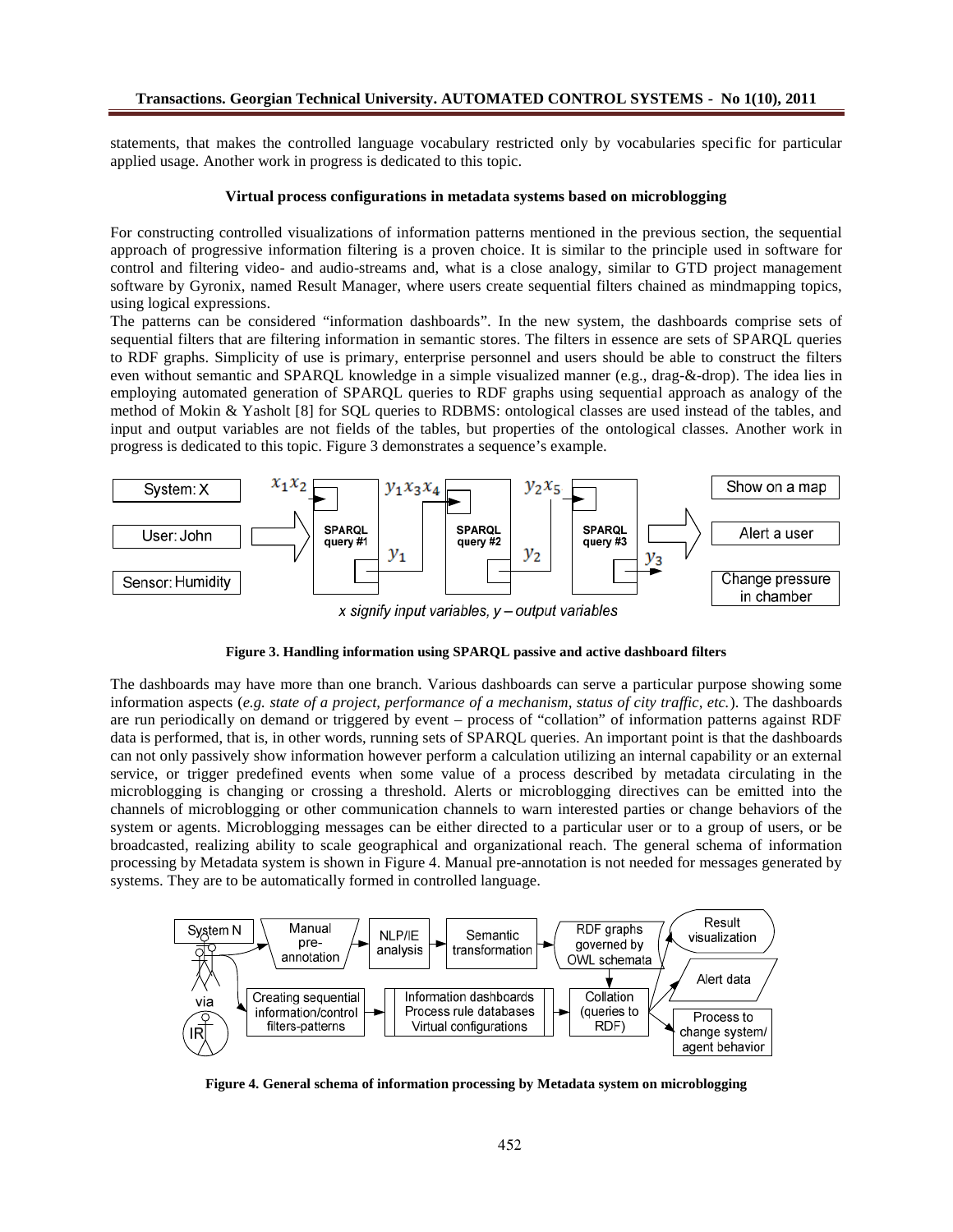statements, that makes the controlled language vocabulary restricted only by vocabularies specific for particular applied usage. Another work in progress is dedicated to this topic.

### Virtual process configurations in metadata systems based on microblogging

For constructing controlled visualizations of information patterns mentioned in the previous section, the sequential approach of progressive information filtering is a proven choice. It is similar to the principle used in software for control and filtering video- and audio-streams and, what is a close analogy, similar to GTD project management software by Gyronix, named Result Manager, where users create sequential filters chained as mindmapping topics, using logical expressions.

The patterns can be considered "information dashboards". In the new system, the dashboards comprise sets of sequential filters that are filtering information in semantic stores. The filters in essence are sets of SPARQL queries to RDF graphs. Simplicity of use is primary, enterprise personnel and users should be able to construct the filters even without semantic and SPARQL knowledge in a simple visualized manner (e.g., drag-&-drop). The idea lies in employing automated generation of SPARQL queries to RDF graphs using sequential approach as analogy of the method of Mokin & Yasholt [8] for SQL queries to RDBMS: ontological classes are used instead of the tables, and input and output variables are not fields of the tables, but properties of the ontological classes. Another work in progress is dedicated to this topic. Figure 3 demonstrates a sequence's example.

System: X | User: John | Sensor: Humidity → SPARQL query #1 ($x_1 x_2$ → $y_1$) → SPARQL query #2 ($y_1 x_3 x_4$ → $y_2$) → SPARQL query #3 ($y_2 x_5$ → $y_3$) → Show on a map | Alert a user | Change pressure in chamber

*x signify input variables, y – output variables*

**Figure 3. Handling information using SPARQL passive and active dashboard filters**

The dashboards may have more than one branch. Various dashboards can serve a particular purpose showing some information aspects (*e.g. state of a project, performance of a mechanism, status of city traffic, etc.*). The dashboards are run periodically on demand or triggered by event – process of "collation" of information patterns against RDF data is performed, that is, in other words, running sets of SPARQL queries. An important point is that the dashboards can not only passively show information however perform a calculation utilizing an internal capability or an external service, or trigger predefined events when some value of a process described by metadata circulating in the microblogging is changing or crossing a threshold. Alerts or microblogging directives can be emitted into the channels of microblogging or other communication channels to warn interested parties or change behaviors of the system or agents. Microblogging messages can be either directed to a particular user or to a group of users, or be broadcasted, realizing ability to scale geographical and organizational reach. The general schema of information processing by Metadata system is shown in Figure 4. Manual pre-annotation is not needed for messages generated by systems. They are to be automatically formed in controlled language.

System N / via IR → Manual pre-annotation → NLP/IE analysis → Semantic transformation → RDF graphs governed by OWL schemata → Result visualization

Creating sequential information/control filters-patterns → Information dashboards, Process rule databases, Virtual configurations → Collation (queries to RDF) → Result visualization | Alert data | Process to change system/agent behavior

**Figure 4. General schema of information processing by Metadata system on microblogging**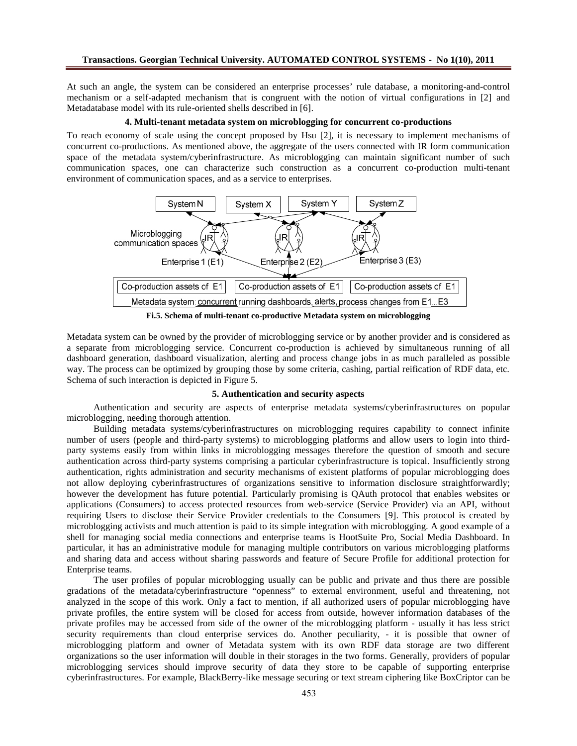At such an angle, the system can be considered an enterprise processes' rule database, a monitoring-and-control mechanism or a self-adapted mechanism that is congruent with the notion of virtual configurations in [2] and Metadatabase model with its rule-oriented shells described in [6].

### 4. Multi-tenant metadata system on microblogging for concurrent co-productions

To reach economy of scale using the concept proposed by Hsu [2], it is necessary to implement mechanisms of concurrent co-productions. As mentioned above, the aggregate of the users connected with IR form communication space of the metadata system/cyberinfrastructure. As microblogging can maintain significant number of such communication spaces, one can characterize such construction as a concurrent co-production multi-tenant environment of communication spaces, and as a service to enterprises.

**Fi.5. Schema of multi-tenant co-productive Metadata system on microblogging**

Metadata system can be owned by the provider of microblogging service or by another provider and is considered as a separate from microblogging service. Concurrent co-production is achieved by simultaneous running of all dashboard generation, dashboard visualization, alerting and process change jobs in as much paralleled as possible way. The process can be optimized by grouping those by some criteria, cashing, partial reification of RDF data, etc. Schema of such interaction is depicted in Figure 5.

### 5. Authentication and security aspects

Authentication and security are aspects of enterprise metadata systems/cyberinfrastructures on popular microblogging, needing thorough attention.

Building metadata systems/cyberinfrastructures on microblogging requires capability to connect infinite number of users (people and third-party systems) to microblogging platforms and allow users to login into third-party systems easily from within links in microblogging messages therefore the question of smooth and secure authentication across third-party systems comprising a particular cyberinfrastructure is topical. Insufficiently strong authentication, rights administration and security mechanisms of existent platforms of popular microblogging does not allow deploying cyberinfrastructures of organizations sensitive to information disclosure straightforwardly; however the development has future potential. Particularly promising is QAuth protocol that enables websites or applications (Consumers) to access protected resources from web-service (Service Provider) via an API, without requiring Users to disclose their Service Provider credentials to the Consumers [9]. This protocol is created by microblogging activists and much attention is paid to its simple integration with microblogging. A good example of a shell for managing social media connections and enterprise teams is HootSuite Pro, Social Media Dashboard. In particular, it has an administrative module for managing multiple contributors on various microblogging platforms and sharing data and access without sharing passwords and feature of Secure Profile for additional protection for Enterprise teams.

The user profiles of popular microblogging usually can be public and private and thus there are possible gradations of the metadata/cyberinfrastructure "openness" to external environment, useful and threatening, not analyzed in the scope of this work. Only a fact to mention, if all authorized users of popular microblogging have private profiles, the entire system will be closed for access from outside, however information databases of the private profiles may be accessed from side of the owner of the microblogging platform - usually it has less strict security requirements than cloud enterprise services do. Another peculiarity, - it is possible that owner of microblogging platform and owner of Metadata system with its own RDF data storage are two different organizations so the user information will double in their storages in the two forms. Generally, providers of popular microblogging services should improve security of data they store to be capable of supporting enterprise cyberinfrastructures. For example, BlackBerry-like message securing or text stream ciphering like BoxCriptor can be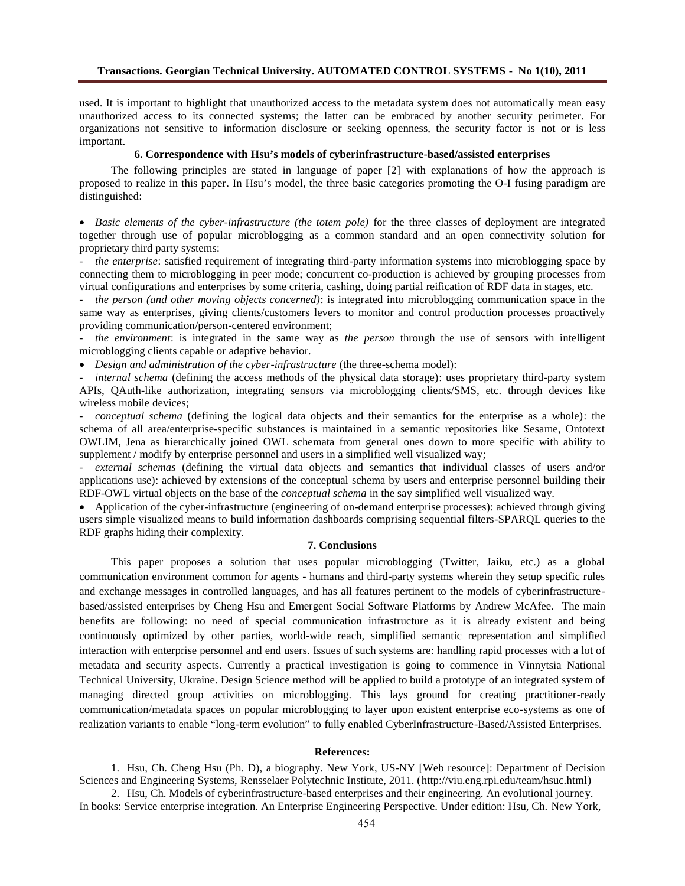used. It is important to highlight that unauthorized access to the metadata system does not automatically mean easy unauthorized access to its connected systems; the latter can be embraced by another security perimeter. For organizations not sensitive to information disclosure or seeking openness, the security factor is not or is less important.

## 6. Correspondence with Hsu's models of cyberinfrastructure-based/assisted enterprises

The following principles are stated in language of paper [2] with explanations of how the approach is proposed to realize in this paper. In Hsu's model, the three basic categories promoting the O-I fusing paradigm are distinguished:

- *Basic elements of the cyber-infrastructure (the totem pole)* for the three classes of deployment are integrated together through use of popular microblogging as a common standard and an open connectivity solution for proprietary third party systems:

  - *the enterprise*: satisfied requirement of integrating third-party information systems into microblogging space by connecting them to microblogging in peer mode; concurrent co-production is achieved by grouping processes from virtual configurations and enterprises by some criteria, cashing, doing partial reification of RDF data in stages, etc.
  - *the person (and other moving objects concerned)*: is integrated into microblogging communication space in the same way as enterprises, giving clients/customers levers to monitor and control production processes proactively providing communication/person-centered environment;
  - *the environment*: is integrated in the same way as *the person* through the use of sensors with intelligent microblogging clients capable or adaptive behavior.

- *Design and administration of the cyber-infrastructure* (the three-schema model):

  - *internal schema* (defining the access methods of the physical data storage): uses proprietary third-party system APIs, QAuth-like authorization, integrating sensors via microblogging clients/SMS, etc. through devices like wireless mobile devices;
  - *conceptual schema* (defining the logical data objects and their semantics for the enterprise as a whole): the schema of all area/enterprise-specific substances is maintained in a semantic repositories like Sesame, Ontotext OWLIM, Jena as hierarchically joined OWL schemata from general ones down to more specific with ability to supplement / modify by enterprise personnel and users in a simplified well visualized way;
  - *external schemas* (defining the virtual data objects and semantics that individual classes of users and/or applications use): achieved by extensions of the conceptual schema by users and enterprise personnel building their RDF-OWL virtual objects on the base of the *conceptual schema* in the say simplified well visualized way.

- Application of the cyber-infrastructure (engineering of on-demand enterprise processes): achieved through giving users simple visualized means to build information dashboards comprising sequential filters-SPARQL queries to the RDF graphs hiding their complexity.

## 7. Conclusions

This paper proposes a solution that uses popular microblogging (Twitter, Jaiku, etc.) as a global communication environment common for agents - humans and third-party systems wherein they setup specific rules and exchange messages in controlled languages, and has all features pertinent to the models of cyberinfrastructure-based/assisted enterprises by Cheng Hsu and Emergent Social Software Platforms by Andrew McAfee. The main benefits are following: no need of special communication infrastructure as it is already existent and being continuously optimized by other parties, world-wide reach, simplified semantic representation and simplified interaction with enterprise personnel and end users. Issues of such systems are: handling rapid processes with a lot of metadata and security aspects. Currently a practical investigation is going to commence in Vinnytsia National Technical University, Ukraine. Design Science method will be applied to build a prototype of an integrated system of managing directed group activities on microblogging. This lays ground for creating practitioner-ready communication/metadata spaces on popular microblogging to layer upon existent enterprise eco-systems as one of realization variants to enable "long-term evolution" to fully enabled CyberInfrastructure-Based/Assisted Enterprises.

## References:

1. Hsu, Ch. Cheng Hsu (Ph. D), a biography. New York, US-NY [Web resource]: Department of Decision Sciences and Engineering Systems, Rensselaer Polytechnic Institute, 2011. (http://viu.eng.rpi.edu/team/hsuc.html)
2. Hsu, Ch. Models of cyberinfrastructure-based enterprises and their engineering. An evolutional journey. In books: Service enterprise integration. An Enterprise Engineering Perspective. Under edition: Hsu, Ch. New York,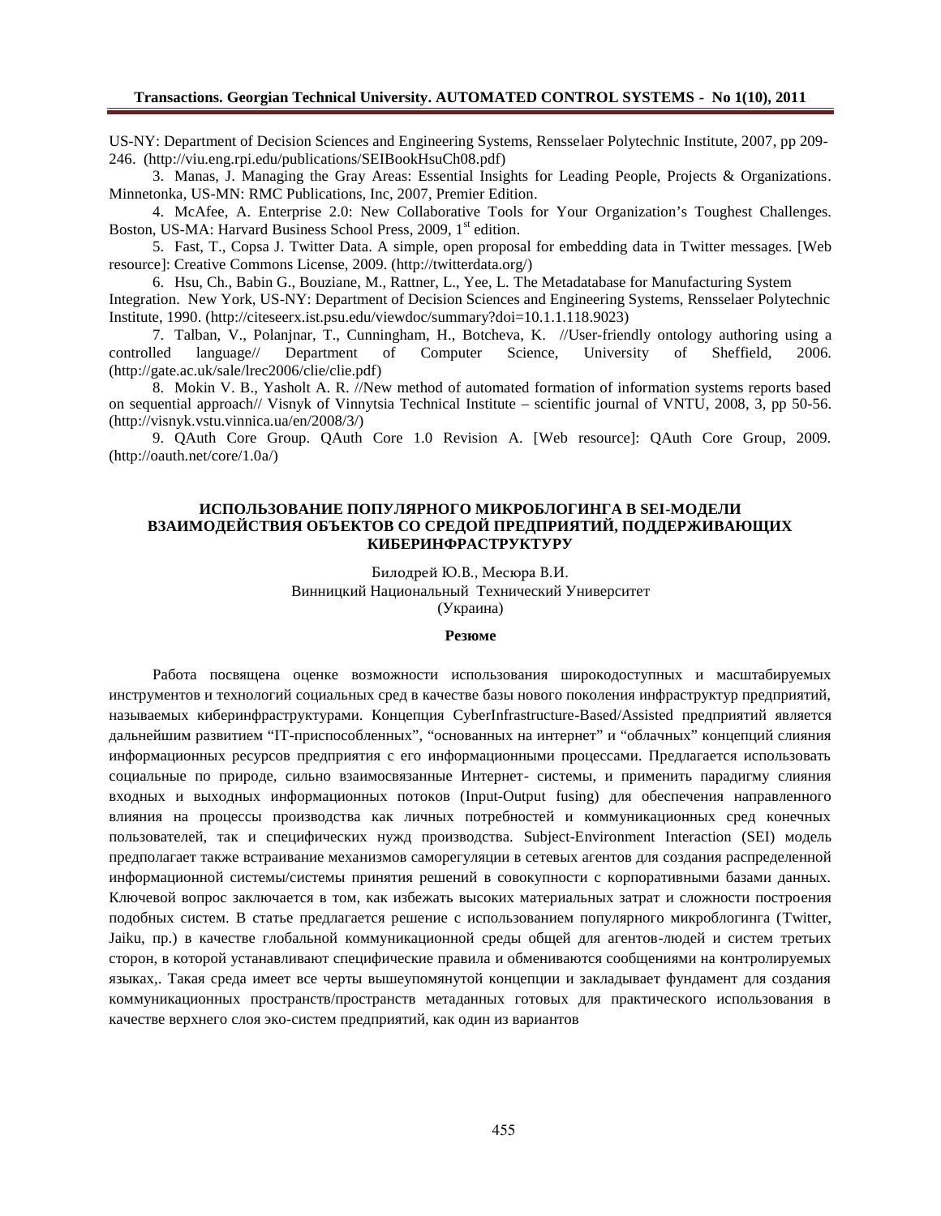US-NY: Department of Decision Sciences and Engineering Systems, Rensselaer Polytechnic Institute, 2007, pp 209-246. (http://viu.eng.rpi.edu/publications/SEIBookHsuCh08.pdf)

3. Manas, J. Managing the Gray Areas: Essential Insights for Leading People, Projects & Organizations. Minnetonka, US-MN: RMC Publications, Inc, 2007, Premier Edition.

4. McAfee, A. Enterprise 2.0: New Collaborative Tools for Your Organization's Toughest Challenges. Boston, US-MA: Harvard Business School Press, 2009, 1st edition.

5. Fast, T., Copsa J. Twitter Data. A simple, open proposal for embedding data in Twitter messages. [Web resource]: Creative Commons License, 2009. (http://twitterdata.org/)

6. Hsu, Ch., Babin G., Bouziane, M., Rattner, L., Yee, L. The Metadatabase for Manufacturing System Integration. New York, US-NY: Department of Decision Sciences and Engineering Systems, Rensselaer Polytechnic Institute, 1990. (http://citeseerx.ist.psu.edu/viewdoc/summary?doi=10.1.1.118.9023)

7. Talban, V., Polanjnar, T., Cunningham, H., Botcheva, K. //User-friendly ontology authoring using a controlled language// Department of Computer Science, University of Sheffield, 2006. (http://gate.ac.uk/sale/lrec2006/clie/clie.pdf)

8. Mokin V. B., Yasholt A. R. //New method of automated formation of information systems reports based on sequential approach// Visnyk of Vinnytsia Technical Institute – scientific journal of VNTU, 2008, 3, pp 50-56. (http://visnyk.vstu.vinnica.ua/en/2008/3/)

9. QAuth Core Group. QAuth Core 1.0 Revision A. [Web resource]: QAuth Core Group, 2009. (http://oauth.net/core/1.0a/)

## ИСПОЛЬЗОВАНИЕ ПОПУЛЯРНОГО МИКРОБЛОГИНГА В SEI-МОДЕЛИ ВЗАИМОДЕЙСТВИЯ ОБЪЕКТОВ СО СРЕДОЙ ПРЕДПРИЯТИЙ, ПОДДЕРЖИВАЮЩИХ КИБЕРИНФРАСТРУКТУРУ

Билодрей Ю.В., Месюра В.И.
Винницкий Национальный Технический Университет
(Украина)

### Резюме

Работа посвящена оценке возможности использования широкодоступных и масштабируемых инструментов и технологий социальных сред в качестве базы нового поколения инфраструктур предприятий, называемых киберинфраструктурами. Концепция CyberInfrastructure-Based/Assisted предприятий является дальнейшим развитием "IT-приспособленных", "основанных на интернет" и "облачных" концепций слияния информационных ресурсов предприятия с его информационными процессами. Предлагается использовать социальные по природе, сильно взаимосвязанные Интернет- системы, и применить парадигму слияния входных и выходных информационных потоков (Input-Output fusing) для обеспечения направленного влияния на процессы производства как личных потребностей и коммуникационных сред конечных пользователей, так и специфических нужд производства. Subject-Environment Interaction (SEI) модель предполагает также встраивание механизмов саморегуляции в сетевых агентов для создания распределенной информационной системы/системы принятия решений в совокупности с корпоративными базами данных. Ключевой вопрос заключается в том, как избежать высоких материальных затрат и сложности построения подобных систем. В статье предлагается решение с использованием популярного микроблогинга (Twitter, Jaiku, пр.) в качестве глобальной коммуникационной среды общей для агентов-людей и систем третьих сторон, в которой устанавливают специфические правила и обмениваются сообщениями на контролируемых языках,. Такая среда имеет все черты вышеупомянутой концепции и закладывает фундамент для создания коммуникационных пространств/пространств метаданных готовых для практического использования в качестве верхнего слоя эко-систем предприятий, как один из вариантов